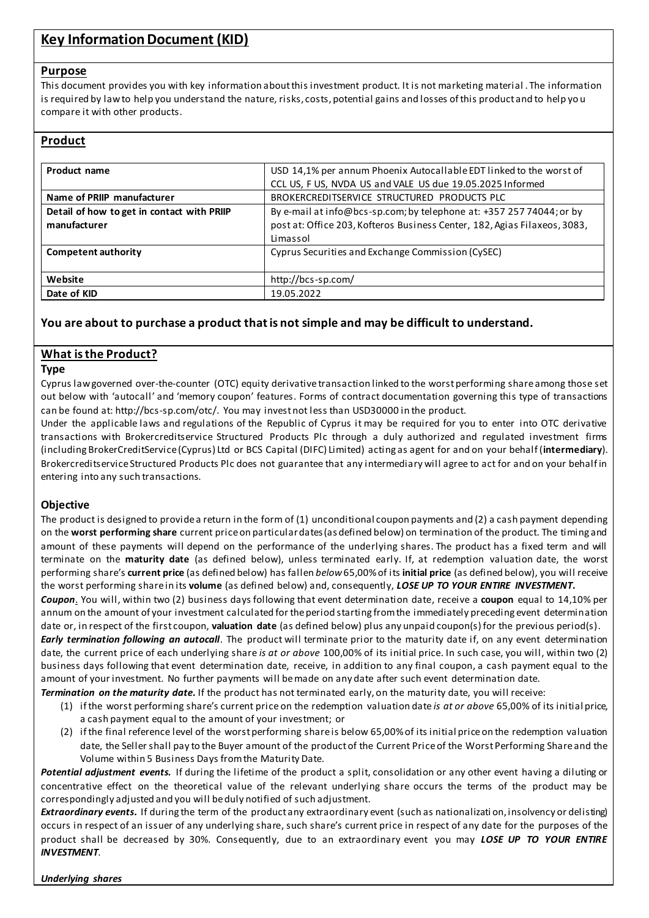# Key Information Document (KID)

## Purpose

This document provides you with key information about this investment product. It is not marketing material. The information is required by law to help you understand the nature, risks, costs, potential gains and losses of this product and to help you compare it with other products.

## Product

| **Product name** | USD 14,1% per annum Phoenix Autocallable EDT linked to the worst of CCL US, F US, NVDA US and VALE US due 19.05.2025 Informed |
|---|---|
| **Name of PRIIP manufacturer** | BROKERCREDITSERVICE STRUCTURED PRODUCTS PLC |
| **Detail of how to get in contact with PRIIP manufacturer** | By e-mail at info@bcs-sp.com; by telephone at: +357 257 74044; or by post at: Office 203, Kofteros Business Center, 182, Agias Filaxeos, 3083, Limassol |
| **Competent authority** | Cyprus Securities and Exchange Commission (CySEC) |
| **Website** | http://bcs-sp.com/ |
| **Date of KID** | 19.05.2022 |

### You are about to purchase a product that is not simple and may be difficult to understand.

## What is the Product?

### Type

Cyprus law governed over-the-counter (OTC) equity derivative transaction linked to the worst performing share among those set out below with 'autocall' and 'memory coupon' features. Forms of contract documentation governing this type of transactions can be found at: http://bcs-sp.com/otc/. You may invest not less than USD30000 in the product.

Under the applicable laws and regulations of the Republic of Cyprus it may be required for you to enter into OTC derivative transactions with Brokercreditservice Structured Products Plc through a duly authorized and regulated investment firms (including BrokerCreditService (Cyprus) Ltd or BCS Capital (DIFC) Limited) acting as agent for and on your behalf (**intermediary**). Brokercreditservice Structured Products Plc does not guarantee that any intermediary will agree to act for and on your behalf in entering into any such transactions.

### Objective

The product is designed to provide a return in the form of (1) unconditional coupon payments and (2) a cash payment depending on the **worst performing share** current price on particular dates (as defined below) on termination of the product. The timing and amount of these payments will depend on the performance of the underlying shares. The product has a fixed term and will terminate on the **maturity date** (as defined below), unless terminated early. If, at redemption valuation date, the worst performing share's **current price** (as defined below) has fallen *below* 65,00% of its **initial price** (as defined below), you will receive the worst performing share in its **volume** (as defined below) and, consequently, ***LOSE UP TO YOUR ENTIRE INVESTMENT.***

***Coupon.*** You will, within two (2) business days following that event determination date, receive a **coupon** equal to 14,10% per annum on the amount of your investment calculated for the period starting from the immediately preceding event determination date or, in respect of the first coupon, **valuation date** (as defined below) plus any unpaid coupon(s) for the previous period(s).

***Early termination following an autocall.*** The product will terminate prior to the maturity date if, on any event determination date, the current price of each underlying share *is at or above* 100,00% of its initial price. In such case, you will, within two (2) business days following that event determination date, receive, in addition to any final coupon, a cash payment equal to the amount of your investment. No further payments will be made on any date after such event determination date.

***Termination on the maturity date.*** If the product has not terminated early, on the maturity date, you will receive:

1. if the worst performing share's current price on the redemption valuation date *is at or above* 65,00% of its initial price, a cash payment equal to the amount of your investment; or
2. if the final reference level of the worst performing share is below 65,00% of its initial price on the redemption valuation date, the Seller shall pay to the Buyer amount of the product of the Current Price of the Worst Performing Share and the Volume within 5 Business Days from the Maturity Date.

***Potential adjustment events.*** If during the lifetime of the product a split, consolidation or any other event having a diluting or concentrative effect on the theoretical value of the relevant underlying share occurs the terms of the product may be correspondingly adjusted and you will be duly notified of such adjustment.

***Extraordinary events.*** If during the term of the product any extraordinary event (such as nationalization, insolvency or delisting) occurs in respect of an issuer of any underlying share, such share's current price in respect of any date for the purposes of the product shall be decreased by 30%. Consequently, due to an extraordinary event you may ***LOSE UP TO YOUR ENTIRE INVESTMENT***.

***Underlying shares***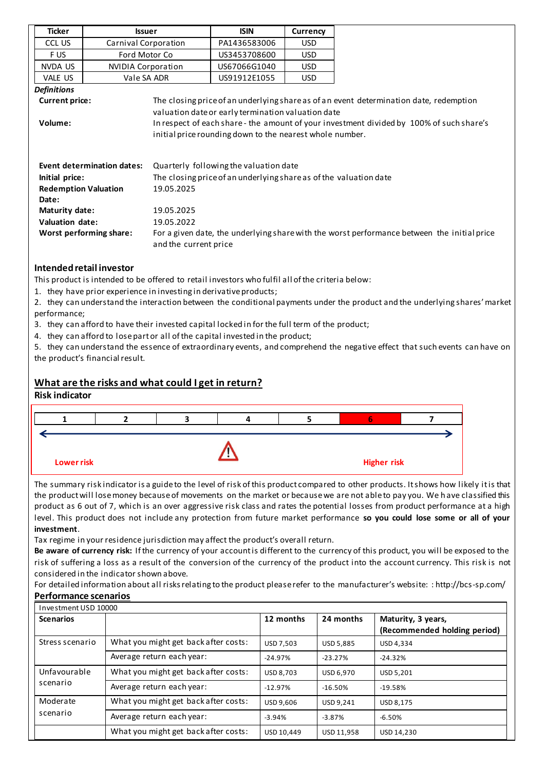| Ticker | Issuer | ISIN | Currency |
|---|---|---|---|
| CCL US | Carnival Corporation | PA1436583006 | USD |
| F US | Ford Motor Co | US3453708600 | USD |
| NVDA US | NVIDIA Corporation | US67066G1040 | USD |
| VALE US | Vale SA ADR | US91912E1055 | USD |

***Definitions***

**Current price:** The closing price of an underlying share as of an event determination date, redemption valuation date or early termination valuation date

**Volume:** In respect of each share - the amount of your investment divided by 100% of such share's initial price rounding down to the nearest whole number.

**Event determination dates:** Quarterly following the valuation date

**Initial price:** The closing price of an underlying share as of the valuation date

**Redemption Valuation Date:** 19.05.2025

**Maturity date:** 19.05.2025

**Valuation date:** 19.05.2022

**Worst performing share:** For a given date, the underlying share with the worst performance between the initial price and the current price

### Intended retail investor

This product is intended to be offered to retail investors who fulfil all of the criteria below:

1. they have prior experience in investing in derivative products;
2. they can understand the interaction between the conditional payments under the product and the underlying shares' market performance;
3. they can afford to have their invested capital locked in for the full term of the product;
4. they can afford to lose part or all of the capital invested in the product;
5. they can understand the essence of extraordinary events, and comprehend the negative effect that such events can have on the product's financial result.

## What are the risks and what could I get in return?

### Risk indicator

| 1 | 2 | 3 | 4 | 5 | **6** | 7 |
|---|---|---|---|---|---|---|

Lower risk — Higher risk

The summary risk indicator is a guide to the level of risk of this product compared to other products. It shows how likely it is that the product will lose money because of movements on the market or because we are not able to pay you. We have classified this product as 6 out of 7, which is an over aggressive risk class and rates the potential losses from product performance at a high level. This product does not include any protection from future market performance **so you could lose some or all of your investment**.

Tax regime in your residence jurisdiction may affect the product's overall return.

**Be aware of currency risk:** If the currency of your account is different to the currency of this product, you will be exposed to the risk of suffering a loss as a result of the conversion of the currency of the product into the account currency. This risk is not considered in the indicator shown above.

For detailed information about all risks relating to the product please refer to the manufacturer's website: : http://bcs-sp.com/

### Performance scenarios

| Investment USD 10000 | | | | |
|---|---|---|---|---|
| **Scenarios** | | **12 months** | **24 months** | **Maturity, 3 years, (Recommended holding period)** |
| Stress scenario | What you might get back after costs: | USD 7,503 | USD 5,885 | USD 4,334 |
| | Average return each year: | -24.97% | -23.27% | -24.32% |
| Unfavourable scenario | What you might get back after costs: | USD 8,703 | USD 6,970 | USD 5,201 |
| | Average return each year: | -12.97% | -16.50% | -19.58% |
| Moderate scenario | What you might get back after costs: | USD 9,606 | USD 9,241 | USD 8,175 |
| | Average return each year: | -3.94% | -3.87% | -6.50% |
| | What you might get back after costs: | USD 10,449 | USD 11,958 | USD 14,230 |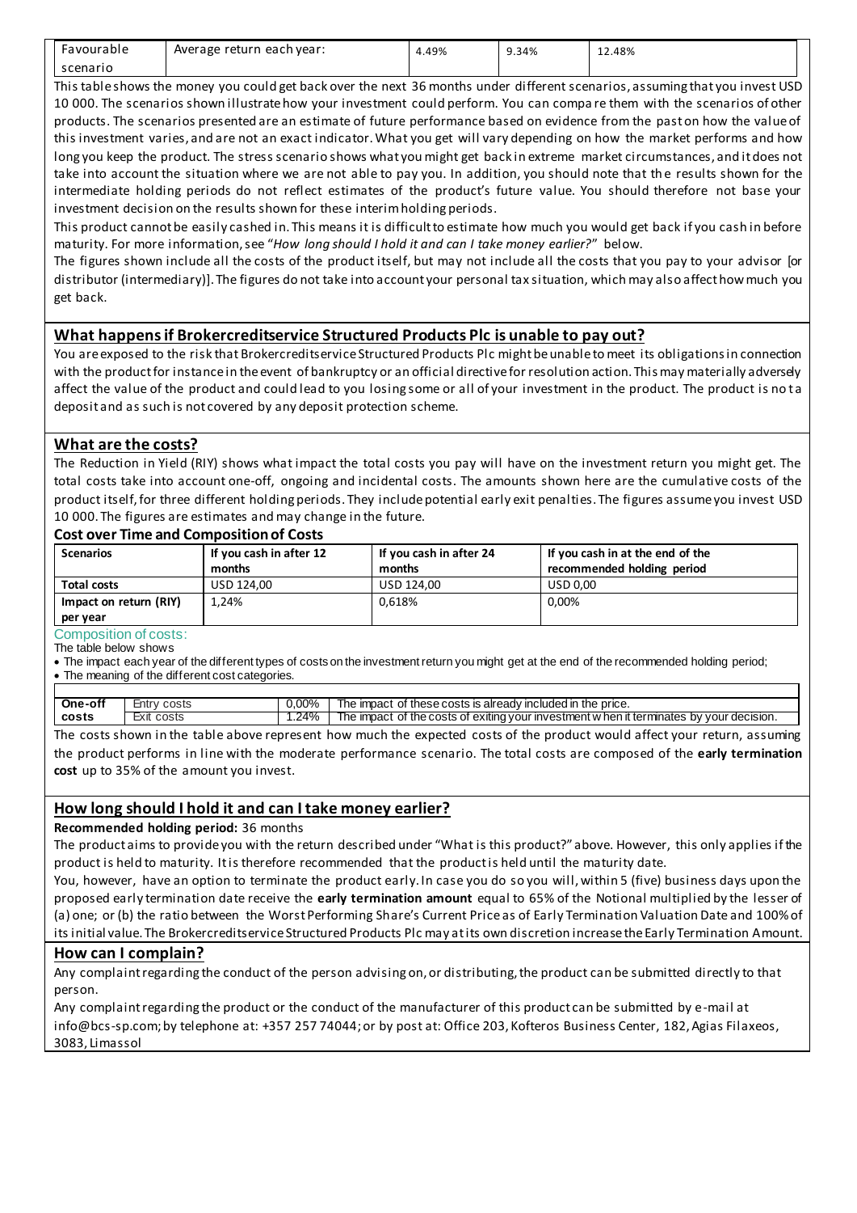| | | | | |
|---|---|---|---|---|
| Favourable scenario | Average return each year: | 4.49% | 9.34% | 12.48% |

This table shows the money you could get back over the next 36 months under different scenarios, assuming that you invest USD 10 000. The scenarios shown illustrate how your investment could perform. You can compare them with the scenarios of other products. The scenarios presented are an estimate of future performance based on evidence from the past on how the value of this investment varies, and are not an exact indicator. What you get will vary depending on how the market performs and how long you keep the product. The stress scenario shows what you might get back in extreme market circumstances, and it does not take into account the situation where we are not able to pay you. In addition, you should note that the results shown for the intermediate holding periods do not reflect estimates of the product's future value. You should therefore not base your investment decision on the results shown for these interim holding periods.

This product cannot be easily cashed in. This means it is difficult to estimate how much you would get back if you cash in before maturity. For more information, see "*How long should I hold it and can I take money earlier?*" below.

The figures shown include all the costs of the product itself, but may not include all the costs that you pay to your advisor [or distributor (intermediary)]. The figures do not take into account your personal tax situation, which may also affect how much you get back.

## What happens if Brokercreditservice Structured Products Plc is unable to pay out?

You are exposed to the risk that Brokercreditservice Structured Products Plc might be unable to meet its obligations in connection with the product for instance in the event of bankruptcy or an official directive for resolution action. This may materially adversely affect the value of the product and could lead to you losing some or all of your investment in the product. The product is not a deposit and as such is not covered by any deposit protection scheme.

## What are the costs?

The Reduction in Yield (RIY) shows what impact the total costs you pay will have on the investment return you might get. The total costs take into account one-off, ongoing and incidental costs. The amounts shown here are the cumulative costs of the product itself, for three different holding periods. They include potential early exit penalties. The figures assume you invest USD 10 000. The figures are estimates and may change in the future.

**Cost over Time and Composition of Costs**

| Scenarios | If you cash in after 12 months | If you cash in after 24 months | If you cash in at the end of the recommended holding period |
|---|---|---|---|
| **Total costs** | USD 124,00 | USD 124,00 | USD 0,00 |
| **Impact on return (RIY) per year** | 1,24% | 0,618% | 0,00% |

Composition of costs:

The table below shows

- The impact each year of the different types of costs on the investment return you might get at the end of the recommended holding period;
- The meaning of the different cost categories.

| | | | |
|---|---|---|---|
| **One-off costs** | Entry costs | 0,00% | The impact of these costs is already included in the price. |
| | Exit costs | 1.24% | The impact of the costs of exiting your investment when it terminates by your decision. |

The costs shown in the table above represent how much the expected costs of the product would affect your return, assuming the product performs in line with the moderate performance scenario. The total costs are composed of the **early termination cost** up to 35% of the amount you invest.

## How long should I hold it and can I take money earlier?

**Recommended holding period:** 36 months

The product aims to provide you with the return described under "What is this product?" above. However, this only applies if the product is held to maturity. It is therefore recommended that the product is held until the maturity date.

You, however, have an option to terminate the product early. In case you do so you will, within 5 (five) business days upon the proposed early termination date receive the **early termination amount** equal to 65% of the Notional multiplied by the lesser of (a) one; or (b) the ratio between the Worst Performing Share's Current Price as of Early Termination Valuation Date and 100% of its initial value. The Brokercreditservice Structured Products Plc may at its own discretion increase the Early Termination Amount.

## How can I complain?

Any complaint regarding the conduct of the person advising on, or distributing, the product can be submitted directly to that person.

Any complaint regarding the product or the conduct of the manufacturer of this product can be submitted by e-mail at info@bcs-sp.com; by telephone at: +357 257 74044; or by post at: Office 203, Kofteros Business Center, 182, Agias Filaxeos, 3083, Limassol